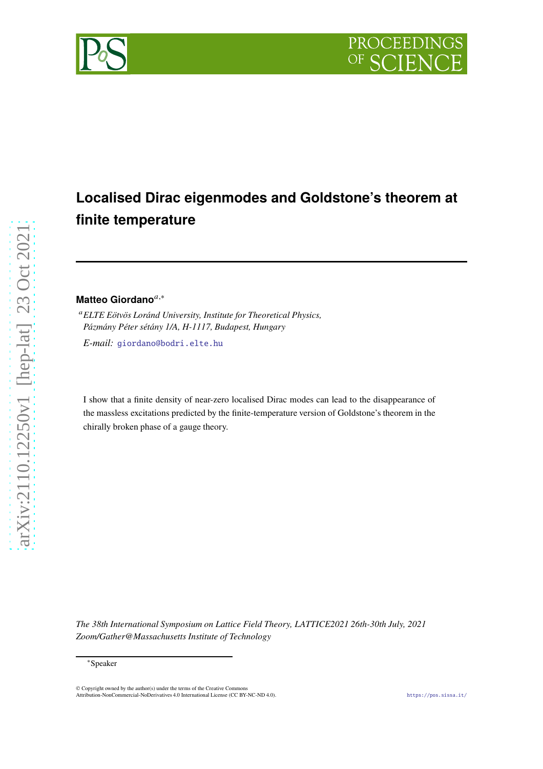# Localised Dirac eigenmodes and Goldstone's theorem at finite temperature

**Matteo Giordano**[a,*]

[a] *ELTE Eötvös Loránd University, Institute for Theoretical Physics, Pázmány Péter sétány 1/A, H-1117, Budapest, Hungary*

*E-mail:* giordano@bodri.elte.hu

I show that a finite density of near-zero localised Dirac modes can lead to the disappearance of the massless excitations predicted by the finite-temperature version of Goldstone's theorem in the chirally broken phase of a gauge theory.

*The 38th International Symposium on Lattice Field Theory, LATTICE2021 26th-30th July, 2021 Zoom/Gather@Massachusetts Institute of Technology*

*Speaker

© Copyright owned by the author(s) under the terms of the Creative Commons Attribution-NonCommercial-NoDerivatives 4.0 International License (CC BY-NC-ND 4.0).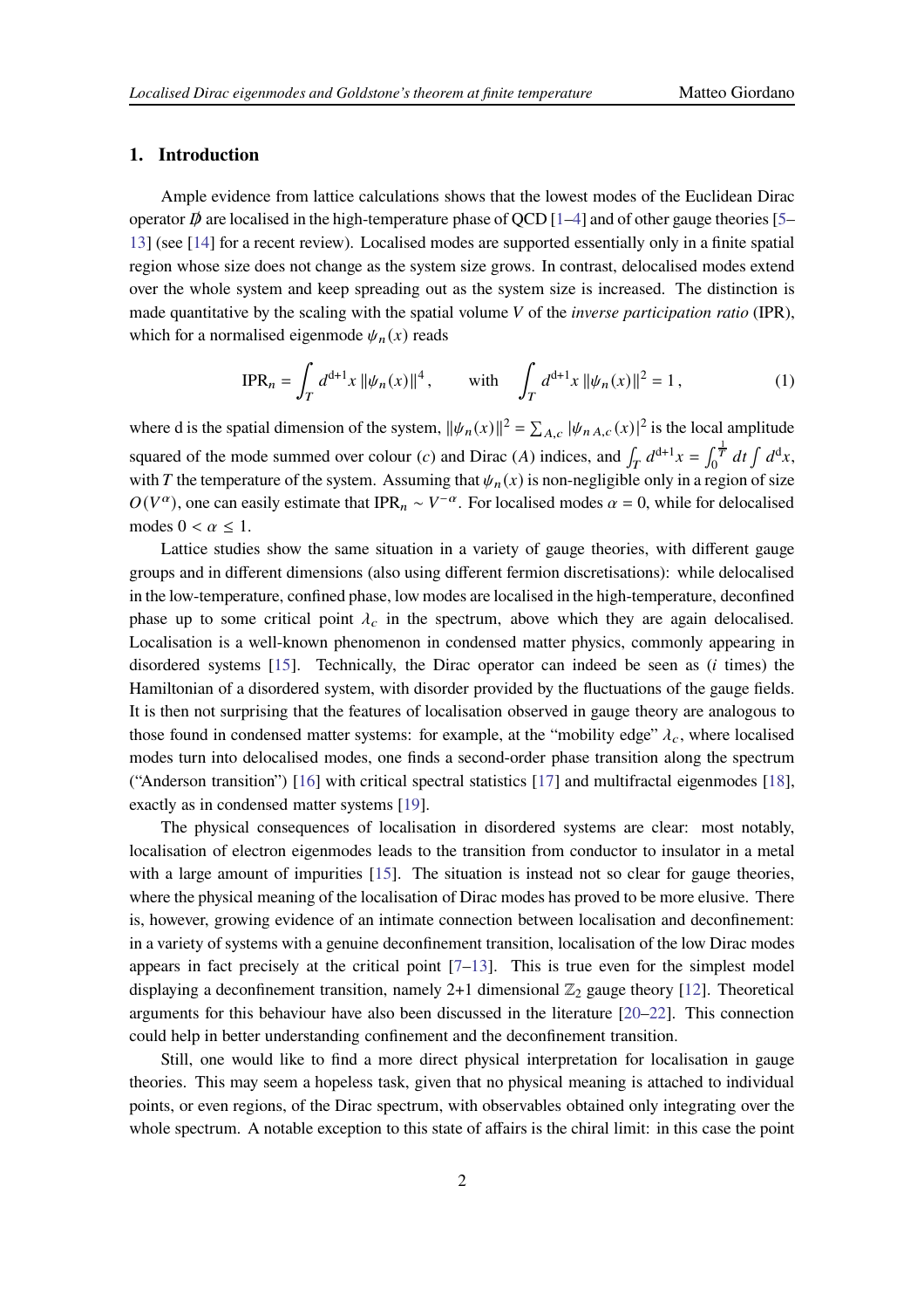## 1. Introduction

Ample evidence from lattice calculations shows that the lowest modes of the Euclidean Dirac operator $\not{D}$ are localised in the high-temperature phase of QCD [1–4] and of other gauge theories [5–13] (see [14] for a recent review). Localised modes are supported essentially only in a finite spatial region whose size does not change as the system size grows. In contrast, delocalised modes extend over the whole system and keep spreading out as the system size is increased. The distinction is made quantitative by the scaling with the spatial volume $V$ of the *inverse participation ratio* (IPR), which for a normalised eigenmode $\psi_n(x)$ reads

$$\mathrm{IPR}_n = \int_T d^{\mathrm{d}+1}x\, \|\psi_n(x)\|^4\,, \qquad \text{with} \quad \int_T d^{\mathrm{d}+1}x\, \|\psi_n(x)\|^2 = 1\,, \tag{1}$$

where d is the spatial dimension of the system, $\|\psi_n(x)\|^2 = \sum_{A,c} |\psi_{n\,A,c}(x)|^2$ is the local amplitude squared of the mode summed over colour ($c$) and Dirac ($A$) indices, and $\int_T d^{\mathrm{d}+1}x = \int_0^{\frac{1}{T}} dt \int d^{\mathrm{d}}x$, with $T$ the temperature of the system. Assuming that $\psi_n(x)$ is non-negligible only in a region of size $O(V^\alpha)$, one can easily estimate that $\mathrm{IPR}_n \sim V^{-\alpha}$. For localised modes $\alpha = 0$, while for delocalised modes $0 < \alpha \leq 1$.

Lattice studies show the same situation in a variety of gauge theories, with different gauge groups and in different dimensions (also using different fermion discretisations): while delocalised in the low-temperature, confined phase, low modes are localised in the high-temperature, deconfined phase up to some critical point $\lambda_c$ in the spectrum, above which they are again delocalised. Localisation is a well-known phenomenon in condensed matter physics, commonly appearing in disordered systems [15]. Technically, the Dirac operator can indeed be seen as ($i$ times) the Hamiltonian of a disordered system, with disorder provided by the fluctuations of the gauge fields. It is then not surprising that the features of localisation observed in gauge theory are analogous to those found in condensed matter systems: for example, at the "mobility edge" $\lambda_c$, where localised modes turn into delocalised modes, one finds a second-order phase transition along the spectrum ("Anderson transition") [16] with critical spectral statistics [17] and multifractal eigenmodes [18], exactly as in condensed matter systems [19].

The physical consequences of localisation in disordered systems are clear: most notably, localisation of electron eigenmodes leads to the transition from conductor to insulator in a metal with a large amount of impurities [15]. The situation is instead not so clear for gauge theories, where the physical meaning of the localisation of Dirac modes has proved to be more elusive. There is, however, growing evidence of an intimate connection between localisation and deconfinement: in a variety of systems with a genuine deconfinement transition, localisation of the low Dirac modes appears in fact precisely at the critical point [7–13]. This is true even for the simplest model displaying a deconfinement transition, namely 2+1 dimensional $\mathbb{Z}_2$ gauge theory [12]. Theoretical arguments for this behaviour have also been discussed in the literature [20–22]. This connection could help in better understanding confinement and the deconfinement transition.

Still, one would like to find a more direct physical interpretation for localisation in gauge theories. This may seem a hopeless task, given that no physical meaning is attached to individual points, or even regions, of the Dirac spectrum, with observables obtained only integrating over the whole spectrum. A notable exception to this state of affairs is the chiral limit: in this case the point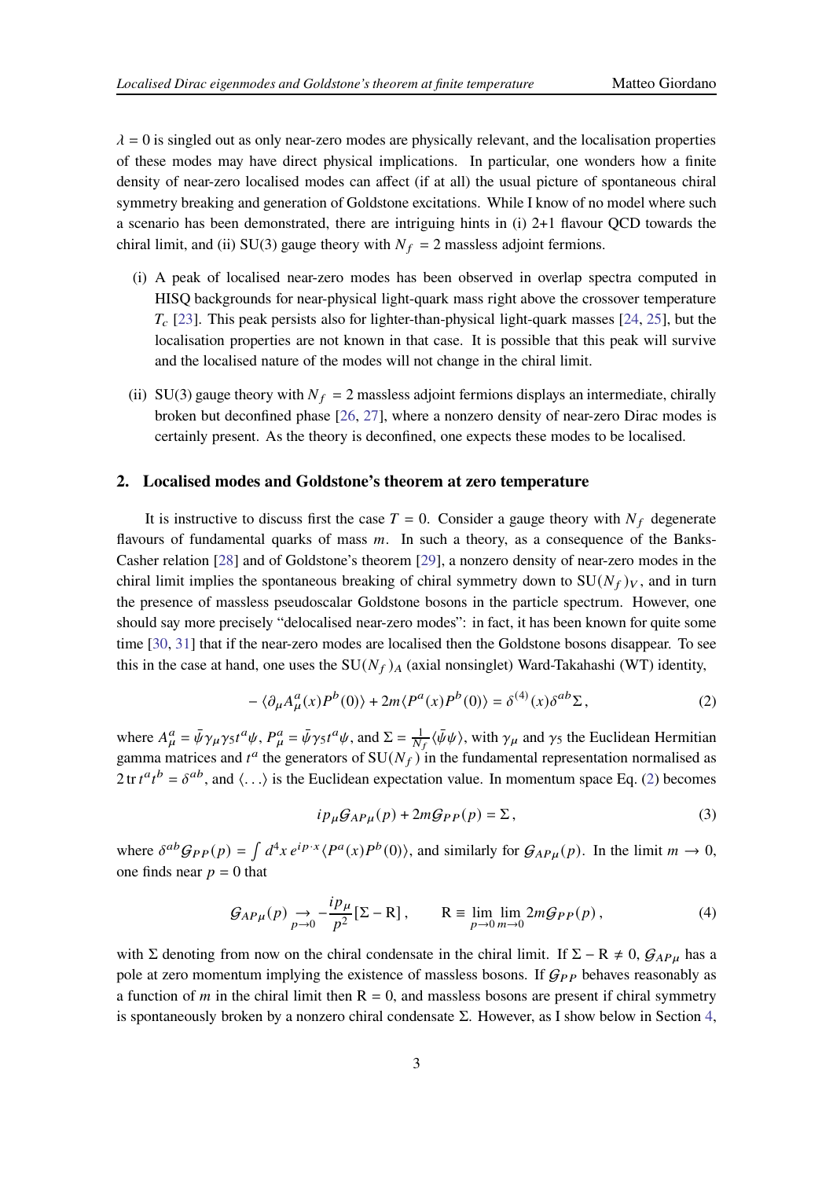$\lambda = 0$ is singled out as only near-zero modes are physically relevant, and the localisation properties of these modes may have direct physical implications. In particular, one wonders how a finite density of near-zero localised modes can affect (if at all) the usual picture of spontaneous chiral symmetry breaking and generation of Goldstone excitations. While I know of no model where such a scenario has been demonstrated, there are intriguing hints in (i) 2+1 flavour QCD towards the chiral limit, and (ii) SU(3) gauge theory with $N_f = 2$ massless adjoint fermions.

(i) A peak of localised near-zero modes has been observed in overlap spectra computed in HISQ backgrounds for near-physical light-quark mass right above the crossover temperature $T_c$ [23]. This peak persists also for lighter-than-physical light-quark masses [24, 25], but the localisation properties are not known in that case. It is possible that this peak will survive and the localised nature of the modes will not change in the chiral limit.

(ii) SU(3) gauge theory with $N_f = 2$ massless adjoint fermions displays an intermediate, chirally broken but deconfined phase [26, 27], where a nonzero density of near-zero Dirac modes is certainly present. As the theory is deconfined, one expects these modes to be localised.

## 2. Localised modes and Goldstone's theorem at zero temperature

It is instructive to discuss first the case $T = 0$. Consider a gauge theory with $N_f$ degenerate flavours of fundamental quarks of mass $m$. In such a theory, as a consequence of the Banks-Casher relation [28] and of Goldstone's theorem [29], a nonzero density of near-zero modes in the chiral limit implies the spontaneous breaking of chiral symmetry down to $\mathrm{SU}(N_f)_V$, and in turn the presence of massless pseudoscalar Goldstone bosons in the particle spectrum. However, one should say more precisely "delocalised near-zero modes": in fact, it has been known for quite some time [30, 31] that if the near-zero modes are localised then the Goldstone bosons disappear. To see this in the case at hand, one uses the $\mathrm{SU}(N_f)_A$ (axial nonsinglet) Ward-Takahashi (WT) identity,

$$-\langle \partial_\mu A^a_\mu(x) P^b(0)\rangle + 2m\langle P^a(x)P^b(0)\rangle = \delta^{(4)}(x)\delta^{ab}\Sigma\,, \tag{2}$$

where $A^a_\mu = \bar\psi\gamma_\mu\gamma_5 t^a\psi$, $P^a_\mu = \bar\psi\gamma_5 t^a\psi$, and $\Sigma = \frac{1}{N_f}\langle\bar\psi\psi\rangle$, with $\gamma_\mu$ and $\gamma_5$ the Euclidean Hermitian gamma matrices and $t^a$ the generators of $\mathrm{SU}(N_f)$ in the fundamental representation normalised as $2\,\mathrm{tr}\, t^a t^b = \delta^{ab}$, and $\langle\ldots\rangle$ is the Euclidean expectation value. In momentum space Eq. (2) becomes

$$ip_\mu \mathcal{G}_{AP\mu}(p) + 2m\mathcal{G}_{PP}(p) = \Sigma\,, \tag{3}$$

where $\delta^{ab}\mathcal{G}_{PP}(p) = \int d^4x\, e^{ip\cdot x}\langle P^a(x)P^b(0)\rangle$, and similarly for $\mathcal{G}_{AP\mu}(p)$. In the limit $m \to 0$, one finds near $p = 0$ that

$$\mathcal{G}_{AP\mu}(p) \underset{p\to 0}{\to} -\frac{ip_\mu}{p^2}[\Sigma - \mathrm{R}]\,, \qquad \mathrm{R} \equiv \lim_{p\to 0}\lim_{m\to 0} 2m\mathcal{G}_{PP}(p)\,, \tag{4}$$

with $\Sigma$ denoting from now on the chiral condensate in the chiral limit. If $\Sigma - \mathrm{R} \neq 0$, $\mathcal{G}_{AP\mu}$ has a pole at zero momentum implying the existence of massless bosons. If $\mathcal{G}_{PP}$ behaves reasonably as a function of $m$ in the chiral limit then $\mathrm{R} = 0$, and massless bosons are present if chiral symmetry is spontaneously broken by a nonzero chiral condensate $\Sigma$. However, as I show below in Section 4,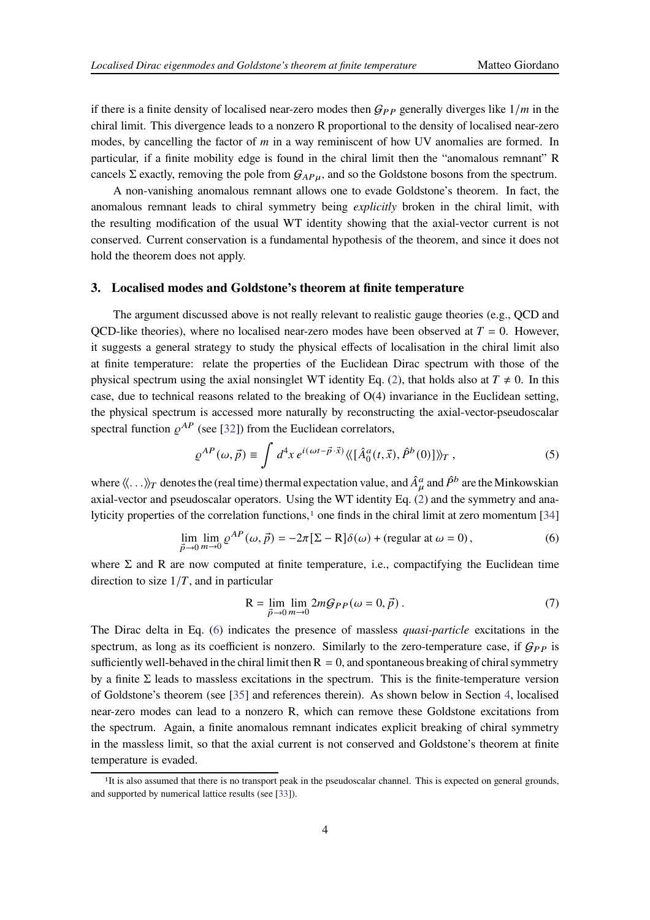if there is a finite density of localised near-zero modes then $\mathcal{G}_{PP}$ generally diverges like $1/m$ in the chiral limit. This divergence leads to a nonzero R proportional to the density of localised near-zero modes, by cancelling the factor of $m$ in a way reminiscent of how UV anomalies are formed. In particular, if a finite mobility edge is found in the chiral limit then the "anomalous remnant" R cancels $\Sigma$ exactly, removing the pole from $\mathcal{G}_{AP\mu}$, and so the Goldstone bosons from the spectrum.

A non-vanishing anomalous remnant allows one to evade Goldstone's theorem. In fact, the anomalous remnant leads to chiral symmetry being *explicitly* broken in the chiral limit, with the resulting modification of the usual WT identity showing that the axial-vector current is not conserved. Current conservation is a fundamental hypothesis of the theorem, and since it does not hold the theorem does not apply.

## 3. Localised modes and Goldstone's theorem at finite temperature

The argument discussed above is not really relevant to realistic gauge theories (e.g., QCD and QCD-like theories), where no localised near-zero modes have been observed at $T = 0$. However, it suggests a general strategy to study the physical effects of localisation in the chiral limit also at finite temperature: relate the properties of the Euclidean Dirac spectrum with those of the physical spectrum using the axial nonsinglet WT identity Eq. (2), that holds also at $T \neq 0$. In this case, due to technical reasons related to the breaking of O(4) invariance in the Euclidean setting, the physical spectrum is accessed more naturally by reconstructing the axial-vector-pseudoscalar spectral function $\varrho^{AP}$ (see [32]) from the Euclidean correlators,

$$\varrho^{AP}(\omega, \vec{p}) \equiv \int d^4x\, e^{i(\omega t - \vec{p}\cdot\vec{x})} \langle\!\langle [\hat{A}_0^a(t, \vec{x}), \hat{P}^b(0)] \rangle\!\rangle_T \,, \tag{5}$$

where $\langle\!\langle \ldots \rangle\!\rangle_T$ denotes the (real time) thermal expectation value, and $\hat{A}_\mu^a$ and $\hat{P}^b$ are the Minkowskian axial-vector and pseudoscalar operators. Using the WT identity Eq. (2) and the symmetry and analyticity properties of the correlation functions,[1] one finds in the chiral limit at zero momentum [34]

$$\lim_{\vec{p}\to 0} \lim_{m\to 0} \varrho^{AP}(\omega, \vec{p}) = -2\pi[\Sigma - \mathrm{R}]\delta(\omega) + (\text{regular at } \omega = 0)\,, \tag{6}$$

where $\Sigma$ and R are now computed at finite temperature, i.e., compactifying the Euclidean time direction to size $1/T$, and in particular

$$\mathrm{R} = \lim_{\vec{p}\to 0} \lim_{m\to 0} 2m\mathcal{G}_{PP}(\omega = 0, \vec{p})\,. \tag{7}$$

The Dirac delta in Eq. (6) indicates the presence of massless *quasi-particle* excitations in the spectrum, as long as its coefficient is nonzero. Similarly to the zero-temperature case, if $\mathcal{G}_{PP}$ is sufficiently well-behaved in the chiral limit then $\mathrm{R} = 0$, and spontaneous breaking of chiral symmetry by a finite $\Sigma$ leads to massless excitations in the spectrum. This is the finite-temperature version of Goldstone's theorem (see [35] and references therein). As shown below in Section 4, localised near-zero modes can lead to a nonzero R, which can remove these Goldstone excitations from the spectrum. Again, a finite anomalous remnant indicates explicit breaking of chiral symmetry in the massless limit, so that the axial current is not conserved and Goldstone's theorem at finite temperature is evaded.

[1] It is also assumed that there is no transport peak in the pseudoscalar channel. This is expected on general grounds, and supported by numerical lattice results (see [33]).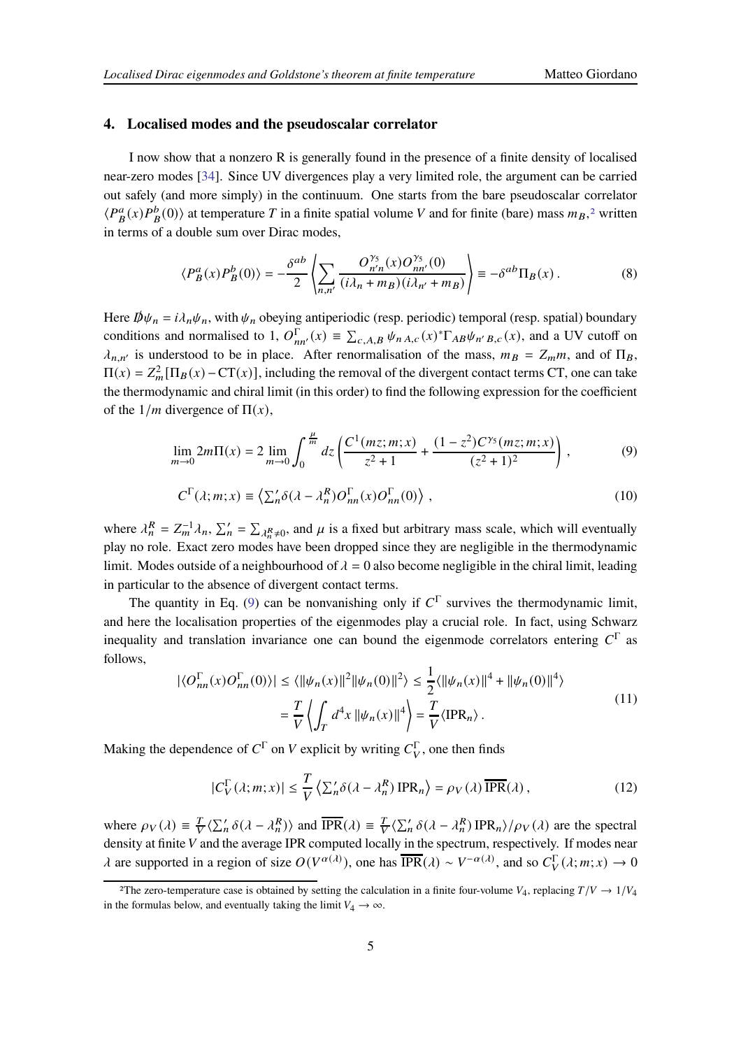## 4. Localised modes and the pseudoscalar correlator

I now show that a nonzero R is generally found in the presence of a finite density of localised near-zero modes [34]. Since UV divergences play a very limited role, the argument can be carried out safely (and more simply) in the continuum. One starts from the bare pseudoscalar correlator $\langle P_B^a(x) P_B^b(0)\rangle$ at temperature $T$ in a finite spatial volume $V$ and for finite (bare) mass $m_B$,[2] written in terms of a double sum over Dirac modes,

$$\langle P_B^a(x) P_B^b(0)\rangle = -\frac{\delta^{ab}}{2} \left\langle \sum_{n,n'} \frac{O_{n'n}^{\gamma_5}(x) O_{nn'}^{\gamma_5}(0)}{(i\lambda_n + m_B)(i\lambda_{n'} + m_B)} \right\rangle \equiv -\delta^{ab} \Pi_B(x) \,. \tag{8}$$

Here $\not{D}\psi_n = i\lambda_n \psi_n$, with $\psi_n$ obeying antiperiodic (resp. periodic) temporal (resp. spatial) boundary conditions and normalised to 1, $O_{nn'}^{\Gamma}(x) \equiv \sum_{c,A,B} \psi_{n\,A,c}(x)^* \Gamma_{AB} \psi_{n'\,B,c}(x)$, and a UV cutoff on $\lambda_{n,n'}$ is understood to be in place. After renormalisation of the mass, $m_B = Z_m m$, and of $\Pi_B$, $\Pi(x) = Z_m^2 [\Pi_B(x) - \mathrm{CT}(x)]$, including the removal of the divergent contact terms CT, one can take the thermodynamic and chiral limit (in this order) to find the following expression for the coefficient of the $1/m$ divergence of $\Pi(x)$,

$$\lim_{m\to 0} 2m\Pi(x) = 2 \lim_{m\to 0} \int_0^{\frac{\mu}{m}} dz \left( \frac{C^1(mz;m;x)}{z^2+1} + \frac{(1-z^2) C^{\gamma_5}(mz;m;x)}{(z^2+1)^2} \right) , \tag{9}$$

$$C^{\Gamma}(\lambda;m;x) \equiv \left\langle {\textstyle\sum_n'} \delta(\lambda - \lambda_n^R) O_{nn}^{\Gamma}(x) O_{nn}^{\Gamma}(0) \right\rangle \,, \tag{10}$$

where $\lambda_n^R = Z_m^{-1}\lambda_n$, $\sum_n' = \sum_{\lambda_n^R \neq 0}$, and $\mu$ is a fixed but arbitrary mass scale, which will eventually play no role. Exact zero modes have been dropped since they are negligible in the thermodynamic limit. Modes outside of a neighbourhood of $\lambda = 0$ also become negligible in the chiral limit, leading in particular to the absence of divergent contact terms.

The quantity in Eq. (9) can be nonvanishing only if $C^{\Gamma}$ survives the thermodynamic limit, and here the localisation properties of the eigenmodes play a crucial role. In fact, using Schwarz inequality and translation invariance one can bound the eigenmode correlators entering $C^{\Gamma}$ as follows,

$$\begin{aligned} |\langle O_{nn}^{\Gamma}(x) O_{nn}^{\Gamma}(0)\rangle| &\leq \langle \|\psi_n(x)\|^2 \|\psi_n(0)\|^2 \rangle \leq \frac{1}{2} \langle \|\psi_n(x)\|^4 + \|\psi_n(0)\|^4 \rangle \\ &= \frac{T}{V} \left\langle \int_T d^4x\, \|\psi_n(x)\|^4 \right\rangle = \frac{T}{V} \langle \mathrm{IPR}_n \rangle \,. \end{aligned} \tag{11}$$

Making the dependence of $C^{\Gamma}$ on $V$ explicit by writing $C_V^{\Gamma}$, one then finds

$$|C_V^{\Gamma}(\lambda;m;x)| \leq \frac{T}{V} \left\langle {\textstyle\sum_n'} \delta(\lambda - \lambda_n^R)\, \mathrm{IPR}_n \right\rangle = \rho_V(\lambda)\, \overline{\mathrm{IPR}}(\lambda) \,, \tag{12}$$

where $\rho_V(\lambda) \equiv \frac{T}{V} \langle \sum_n' \delta(\lambda - \lambda_n^R) \rangle$ and $\overline{\mathrm{IPR}}(\lambda) \equiv \frac{T}{V} \langle \sum_n' \delta(\lambda - \lambda_n^R)\, \mathrm{IPR}_n \rangle / \rho_V(\lambda)$ are the spectral density at finite $V$ and the average IPR computed locally in the spectrum, respectively. If modes near $\lambda$ are supported in a region of size $O(V^{\alpha(\lambda)})$, one has $\overline{\mathrm{IPR}}(\lambda) \sim V^{-\alpha(\lambda)}$, and so $C_V^{\Gamma}(\lambda;m;x) \to 0$

[2] The zero-temperature case is obtained by setting the calculation in a finite four-volume $V_4$, replacing $T/V \to 1/V_4$ in the formulas below, and eventually taking the limit $V_4 \to \infty$.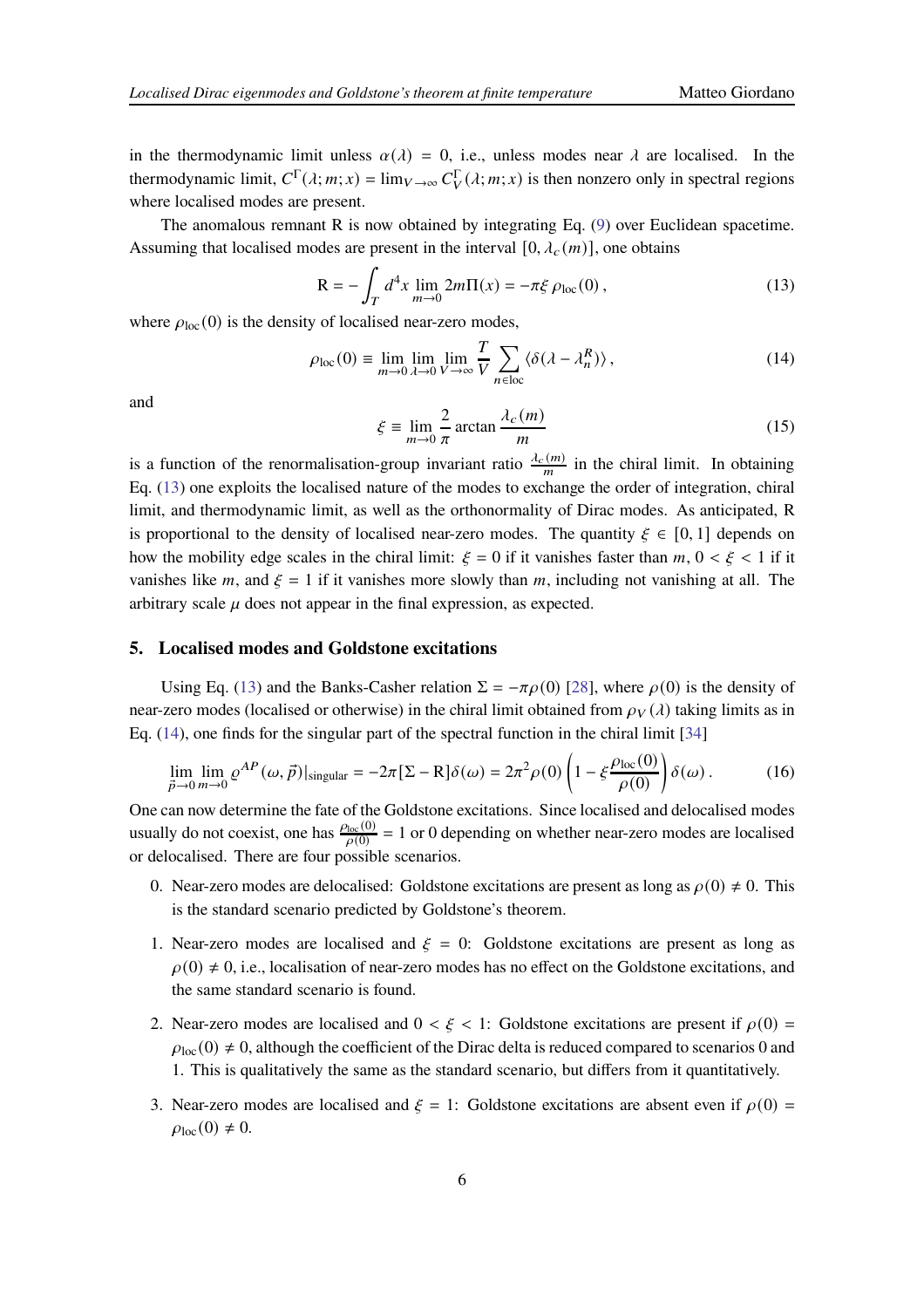in the thermodynamic limit unless $\alpha(\lambda) = 0$, i.e., unless modes near $\lambda$ are localised. In the thermodynamic limit, $C^{\Gamma}(\lambda; m; x) = \lim_{V\to\infty} C^{\Gamma}_V(\lambda; m; x)$ is then nonzero only in spectral regions where localised modes are present.

The anomalous remnant R is now obtained by integrating Eq. (9) over Euclidean spacetime. Assuming that localised modes are present in the interval $[0, \lambda_c(m)]$, one obtains

$$\mathrm{R} = -\int_T d^4x \lim_{m\to 0} 2m\Pi(x) = -\pi\xi\, \rho_{\mathrm{loc}}(0)\,, \tag{13}$$

where $\rho_{\mathrm{loc}}(0)$ is the density of localised near-zero modes,

$$\rho_{\mathrm{loc}}(0) \equiv \lim_{m\to 0}\lim_{\lambda\to 0}\lim_{V\to\infty} \frac{T}{V}\sum_{n\in\mathrm{loc}} \langle \delta(\lambda - \lambda_n^R)\rangle\,, \tag{14}$$

and

$$\xi \equiv \lim_{m\to 0} \frac{2}{\pi}\arctan\frac{\lambda_c(m)}{m} \tag{15}$$

is a function of the renormalisation-group invariant ratio $\frac{\lambda_c(m)}{m}$ in the chiral limit. In obtaining Eq. (13) one exploits the localised nature of the modes to exchange the order of integration, chiral limit, and thermodynamic limit, as well as the orthonormality of Dirac modes. As anticipated, R is proportional to the density of localised near-zero modes. The quantity $\xi \in [0, 1]$ depends on how the mobility edge scales in the chiral limit: $\xi = 0$ if it vanishes faster than $m$, $0 < \xi < 1$ if it vanishes like $m$, and $\xi = 1$ if it vanishes more slowly than $m$, including not vanishing at all. The arbitrary scale $\mu$ does not appear in the final expression, as expected.

## 5. Localised modes and Goldstone excitations

Using Eq. (13) and the Banks-Casher relation $\Sigma = -\pi\rho(0)$ [28], where $\rho(0)$ is the density of near-zero modes (localised or otherwise) in the chiral limit obtained from $\rho_V(\lambda)$ taking limits as in Eq. (14), one finds for the singular part of the spectral function in the chiral limit [34]

$$\lim_{\vec{p}\to 0}\lim_{m\to 0} \varrho^{AP}(\omega, \vec{p})|_{\mathrm{singular}} = -2\pi[\Sigma - \mathrm{R}]\delta(\omega) = 2\pi^2\rho(0)\left(1 - \xi\frac{\rho_{\mathrm{loc}}(0)}{\rho(0)}\right)\delta(\omega)\,. \tag{16}$$

One can now determine the fate of the Goldstone excitations. Since localised and delocalised modes usually do not coexist, one has $\frac{\rho_{\mathrm{loc}}(0)}{\rho(0)} = 1$ or $0$ depending on whether near-zero modes are localised or delocalised. There are four possible scenarios.

0. Near-zero modes are delocalised: Goldstone excitations are present as long as $\rho(0) \neq 0$. This is the standard scenario predicted by Goldstone's theorem.

1. Near-zero modes are localised and $\xi = 0$: Goldstone excitations are present as long as $\rho(0) \neq 0$, i.e., localisation of near-zero modes has no effect on the Goldstone excitations, and the same standard scenario is found.

2. Near-zero modes are localised and $0 < \xi < 1$: Goldstone excitations are present if $\rho(0) = \rho_{\mathrm{loc}}(0) \neq 0$, although the coefficient of the Dirac delta is reduced compared to scenarios 0 and 1. This is qualitatively the same as the standard scenario, but differs from it quantitatively.

3. Near-zero modes are localised and $\xi = 1$: Goldstone excitations are absent even if $\rho(0) = \rho_{\mathrm{loc}}(0) \neq 0$.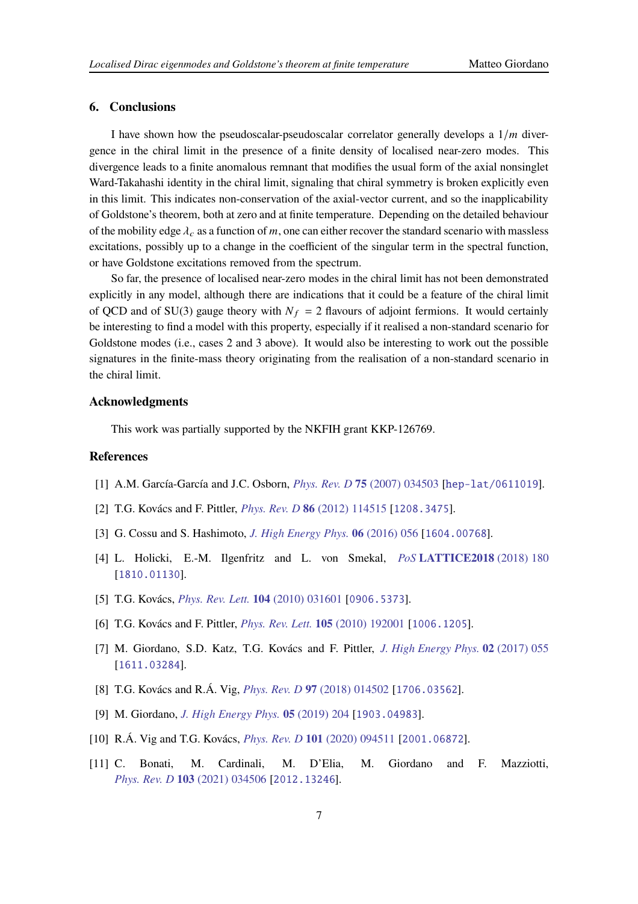## 6. Conclusions

I have shown how the pseudoscalar-pseudoscalar correlator generally develops a $1/m$ divergence in the chiral limit in the presence of a finite density of localised near-zero modes. This divergence leads to a finite anomalous remnant that modifies the usual form of the axial nonsinglet Ward-Takahashi identity in the chiral limit, signaling that chiral symmetry is broken explicitly even in this limit. This indicates non-conservation of the axial-vector current, and so the inapplicability of Goldstone's theorem, both at zero and at finite temperature. Depending on the detailed behaviour of the mobility edge $\lambda_c$ as a function of $m$, one can either recover the standard scenario with massless excitations, possibly up to a change in the coefficient of the singular term in the spectral function, or have Goldstone excitations removed from the spectrum.

So far, the presence of localised near-zero modes in the chiral limit has not been demonstrated explicitly in any model, although there are indications that it could be a feature of the chiral limit of QCD and of SU(3) gauge theory with $N_f = 2$ flavours of adjoint fermions. It would certainly be interesting to find a model with this property, especially if it realised a non-standard scenario for Goldstone modes (i.e., cases 2 and 3 above). It would also be interesting to work out the possible signatures in the finite-mass theory originating from the realisation of a non-standard scenario in the chiral limit.

### Acknowledgments

This work was partially supported by the NKFIH grant KKP-126769.

### References

[1] A.M. García-García and J.C. Osborn, *Phys. Rev. D* **75** (2007) 034503 [hep-lat/0611019].

[2] T.G. Kovács and F. Pittler, *Phys. Rev. D* **86** (2012) 114515 [1208.3475].

[3] G. Cossu and S. Hashimoto, *J. High Energy Phys.* **06** (2016) 056 [1604.00768].

[4] L. Holicki, E.-M. Ilgenfritz and L. von Smekal, *PoS* **LATTICE2018** (2018) 180 [1810.01130].

[5] T.G. Kovács, *Phys. Rev. Lett.* **104** (2010) 031601 [0906.5373].

[6] T.G. Kovács and F. Pittler, *Phys. Rev. Lett.* **105** (2010) 192001 [1006.1205].

[7] M. Giordano, S.D. Katz, T.G. Kovács and F. Pittler, *J. High Energy Phys.* **02** (2017) 055 [1611.03284].

[8] T.G. Kovács and R.Á. Vig, *Phys. Rev. D* **97** (2018) 014502 [1706.03562].

[9] M. Giordano, *J. High Energy Phys.* **05** (2019) 204 [1903.04983].

[10] R.Á. Vig and T.G. Kovács, *Phys. Rev. D* **101** (2020) 094511 [2001.06872].

[11] C. Bonati, M. Cardinali, M. D'Elia, M. Giordano and F. Mazziotti, *Phys. Rev. D* **103** (2021) 034506 [2012.13246].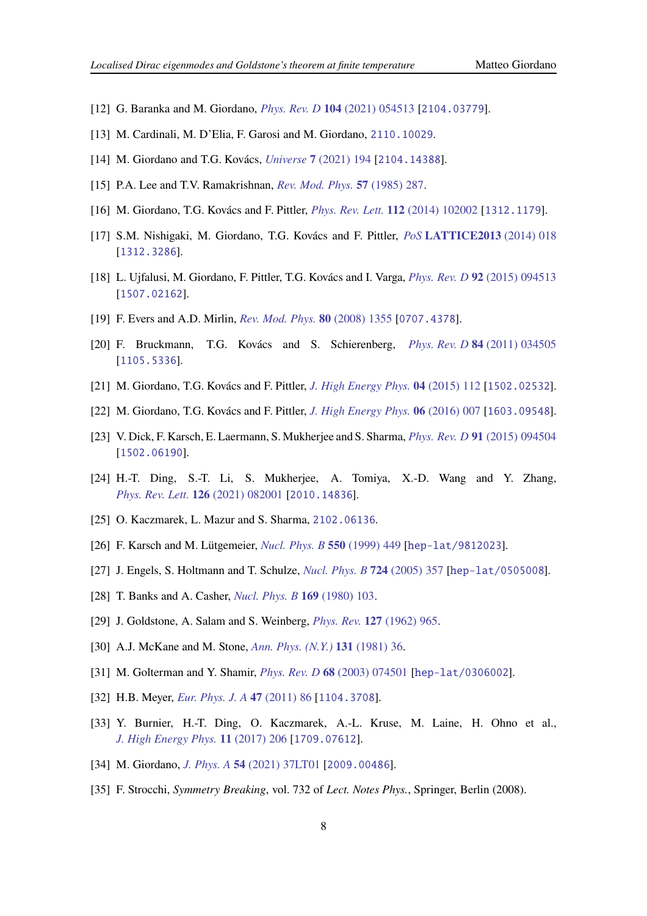[12] G. Baranka and M. Giordano, *Phys. Rev. D* **104** (2021) 054513 [2104.03779].

[13] M. Cardinali, M. D'Elia, F. Garosi and M. Giordano, 2110.10029.

[14] M. Giordano and T.G. Kovács, *Universe* **7** (2021) 194 [2104.14388].

[15] P.A. Lee and T.V. Ramakrishnan, *Rev. Mod. Phys.* **57** (1985) 287.

[16] M. Giordano, T.G. Kovács and F. Pittler, *Phys. Rev. Lett.* **112** (2014) 102002 [1312.1179].

[17] S.M. Nishigaki, M. Giordano, T.G. Kovács and F. Pittler, *PoS* **LATTICE2013** (2014) 018 [1312.3286].

[18] L. Ujfalusi, M. Giordano, F. Pittler, T.G. Kovács and I. Varga, *Phys. Rev. D* **92** (2015) 094513 [1507.02162].

[19] F. Evers and A.D. Mirlin, *Rev. Mod. Phys.* **80** (2008) 1355 [0707.4378].

[20] F. Bruckmann, T.G. Kovács and S. Schierenberg, *Phys. Rev. D* **84** (2011) 034505 [1105.5336].

[21] M. Giordano, T.G. Kovács and F. Pittler, *J. High Energy Phys.* **04** (2015) 112 [1502.02532].

[22] M. Giordano, T.G. Kovács and F. Pittler, *J. High Energy Phys.* **06** (2016) 007 [1603.09548].

[23] V. Dick, F. Karsch, E. Laermann, S. Mukherjee and S. Sharma, *Phys. Rev. D* **91** (2015) 094504 [1502.06190].

[24] H.-T. Ding, S.-T. Li, S. Mukherjee, A. Tomiya, X.-D. Wang and Y. Zhang, *Phys. Rev. Lett.* **126** (2021) 082001 [2010.14836].

[25] O. Kaczmarek, L. Mazur and S. Sharma, 2102.06136.

[26] F. Karsch and M. Lütgemeier, *Nucl. Phys. B* **550** (1999) 449 [hep-lat/9812023].

[27] J. Engels, S. Holtmann and T. Schulze, *Nucl. Phys. B* **724** (2005) 357 [hep-lat/0505008].

[28] T. Banks and A. Casher, *Nucl. Phys. B* **169** (1980) 103.

[29] J. Goldstone, A. Salam and S. Weinberg, *Phys. Rev.* **127** (1962) 965.

[30] A.J. McKane and M. Stone, *Ann. Phys. (N.Y.)* **131** (1981) 36.

[31] M. Golterman and Y. Shamir, *Phys. Rev. D* **68** (2003) 074501 [hep-lat/0306002].

[32] H.B. Meyer, *Eur. Phys. J. A* **47** (2011) 86 [1104.3708].

[33] Y. Burnier, H.-T. Ding, O. Kaczmarek, A.-L. Kruse, M. Laine, H. Ohno et al., *J. High Energy Phys.* **11** (2017) 206 [1709.07612].

[34] M. Giordano, *J. Phys. A* **54** (2021) 37LT01 [2009.00486].

[35] F. Strocchi, *Symmetry Breaking*, vol. 732 of *Lect. Notes Phys.*, Springer, Berlin (2008).